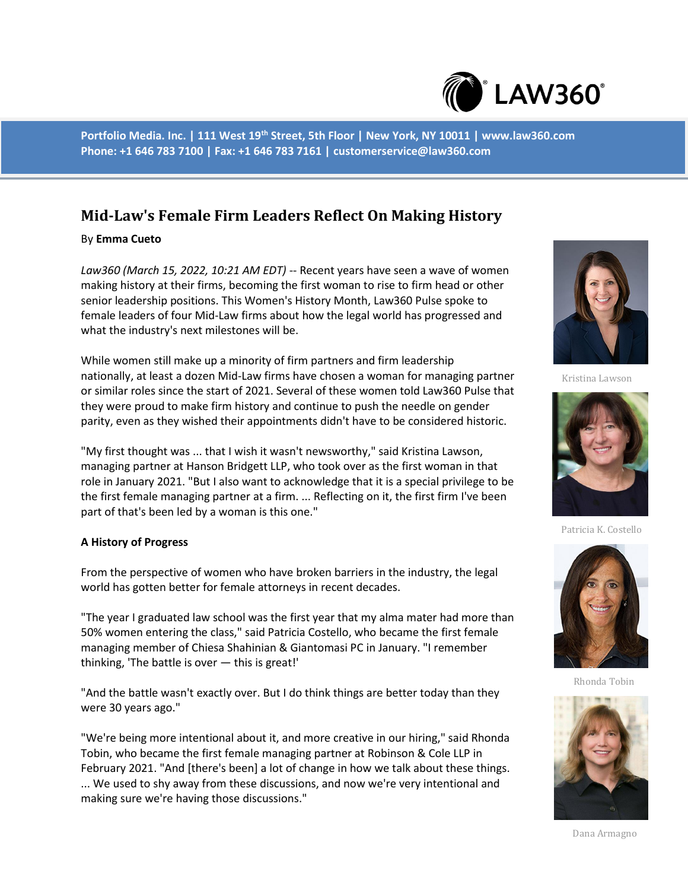# Mid-Law's Female Firm Leaders Reflect On Making History

By **Emma Cueto**

*Law360 (March 15, 2022, 10:21 AM EDT)* -- Recent years have seen a wave of women making history at their firms, becoming the first woman to rise to firm head or other senior leadership positions. This Women's History Month, Law360 Pulse spoke to female leaders of four Mid-Law firms about how the legal world has progressed and what the industry's next milestones will be.

While women still make up a minority of firm partners and firm leadership nationally, at least a dozen Mid-Law firms have chosen a woman for managing partner or similar roles since the start of 2021. Several of these women told Law360 Pulse that they were proud to make firm history and continue to push the needle on gender parity, even as they wished their appointments didn't have to be considered historic.

"My first thought was ... that I wish it wasn't newsworthy," said Kristina Lawson, managing partner at Hanson Bridgett LLP, who took over as the first woman in that role in January 2021. "But I also want to acknowledge that it is a special privilege to be the first female managing partner at a firm. ... Reflecting on it, the first firm I've been part of that's been led by a woman is this one."

Kristina Lawson

Patricia K. Costello

Rhonda Tobin

Dana Armagno

**A History of Progress**

From the perspective of women who have broken barriers in the industry, the legal world has gotten better for female attorneys in recent decades.

"The year I graduated law school was the first year that my alma mater had more than 50% women entering the class," said Patricia Costello, who became the first female managing member of Chiesa Shahinian & Giantomasi PC in January. "I remember thinking, 'The battle is over — this is great!'

"And the battle wasn't exactly over. But I do think things are better today than they were 30 years ago."

"We're being more intentional about it, and more creative in our hiring," said Rhonda Tobin, who became the first female managing partner at Robinson & Cole LLP in February 2021. "And [there's been] a lot of change in how we talk about these things. ... We used to shy away from these discussions, and now we're very intentional and making sure we're having those discussions."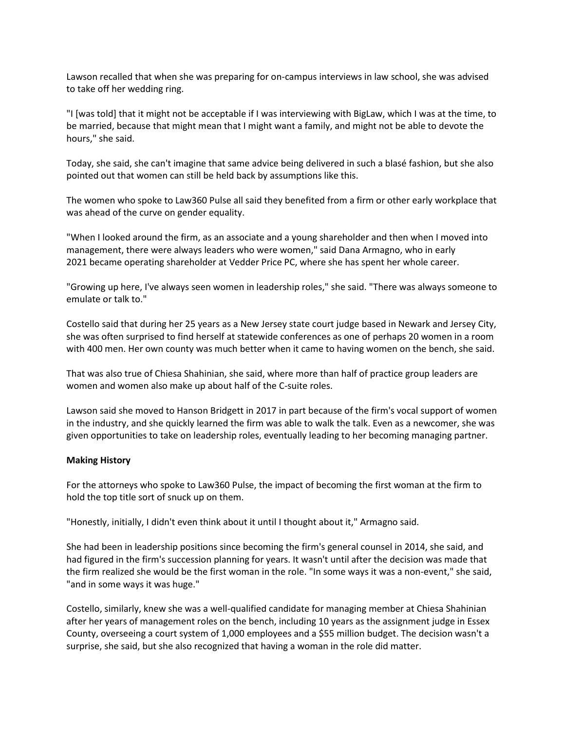Lawson recalled that when she was preparing for on-campus interviews in law school, she was advised to take off her wedding ring.

"I [was told] that it might not be acceptable if I was interviewing with BigLaw, which I was at the time, to be married, because that might mean that I might want a family, and might not be able to devote the hours," she said.

Today, she said, she can't imagine that same advice being delivered in such a blasé fashion, but she also pointed out that women can still be held back by assumptions like this.

The women who spoke to Law360 Pulse all said they benefited from a firm or other early workplace that was ahead of the curve on gender equality.

"When I looked around the firm, as an associate and a young shareholder and then when I moved into management, there were always leaders who were women," said Dana Armagno, who in early 2021 became operating shareholder at Vedder Price PC, where she has spent her whole career.

"Growing up here, I've always seen women in leadership roles," she said. "There was always someone to emulate or talk to."

Costello said that during her 25 years as a New Jersey state court judge based in Newark and Jersey City, she was often surprised to find herself at statewide conferences as one of perhaps 20 women in a room with 400 men. Her own county was much better when it came to having women on the bench, she said.

That was also true of Chiesa Shahinian, she said, where more than half of practice group leaders are women and women also make up about half of the C-suite roles.

Lawson said she moved to Hanson Bridgett in 2017 in part because of the firm's vocal support of women in the industry, and she quickly learned the firm was able to walk the talk. Even as a newcomer, she was given opportunities to take on leadership roles, eventually leading to her becoming managing partner.

**Making History**

For the attorneys who spoke to Law360 Pulse, the impact of becoming the first woman at the firm to hold the top title sort of snuck up on them.

"Honestly, initially, I didn't even think about it until I thought about it," Armagno said.

She had been in leadership positions since becoming the firm's general counsel in 2014, she said, and had figured in the firm's succession planning for years. It wasn't until after the decision was made that the firm realized she would be the first woman in the role. "In some ways it was a non-event," she said, "and in some ways it was huge."

Costello, similarly, knew she was a well-qualified candidate for managing member at Chiesa Shahinian after her years of management roles on the bench, including 10 years as the assignment judge in Essex County, overseeing a court system of 1,000 employees and a $55 million budget. The decision wasn't a surprise, she said, but she also recognized that having a woman in the role did matter.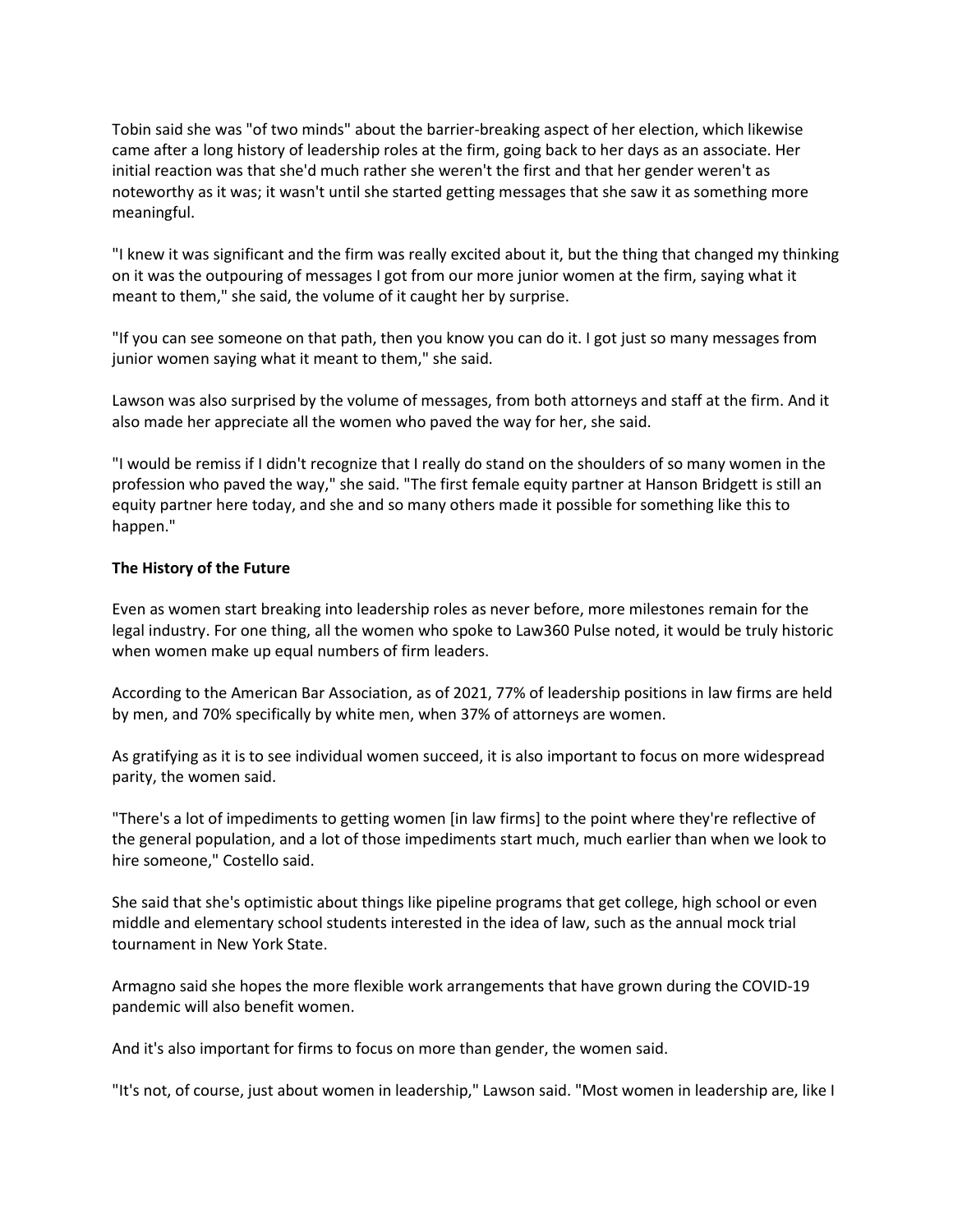Tobin said she was "of two minds" about the barrier-breaking aspect of her election, which likewise came after a long history of leadership roles at the firm, going back to her days as an associate. Her initial reaction was that she'd much rather she weren't the first and that her gender weren't as noteworthy as it was; it wasn't until she started getting messages that she saw it as something more meaningful.

"I knew it was significant and the firm was really excited about it, but the thing that changed my thinking on it was the outpouring of messages I got from our more junior women at the firm, saying what it meant to them," she said, the volume of it caught her by surprise.

"If you can see someone on that path, then you know you can do it. I got just so many messages from junior women saying what it meant to them," she said.

Lawson was also surprised by the volume of messages, from both attorneys and staff at the firm. And it also made her appreciate all the women who paved the way for her, she said.

"I would be remiss if I didn't recognize that I really do stand on the shoulders of so many women in the profession who paved the way," she said. "The first female equity partner at Hanson Bridgett is still an equity partner here today, and she and so many others made it possible for something like this to happen."

**The History of the Future**

Even as women start breaking into leadership roles as never before, more milestones remain for the legal industry. For one thing, all the women who spoke to Law360 Pulse noted, it would be truly historic when women make up equal numbers of firm leaders.

According to the American Bar Association, as of 2021, 77% of leadership positions in law firms are held by men, and 70% specifically by white men, when 37% of attorneys are women.

As gratifying as it is to see individual women succeed, it is also important to focus on more widespread parity, the women said.

"There's a lot of impediments to getting women [in law firms] to the point where they're reflective of the general population, and a lot of those impediments start much, much earlier than when we look to hire someone," Costello said.

She said that she's optimistic about things like pipeline programs that get college, high school or even middle and elementary school students interested in the idea of law, such as the annual mock trial tournament in New York State.

Armagno said she hopes the more flexible work arrangements that have grown during the COVID-19 pandemic will also benefit women.

And it's also important for firms to focus on more than gender, the women said.

"It's not, of course, just about women in leadership," Lawson said. "Most women in leadership are, like I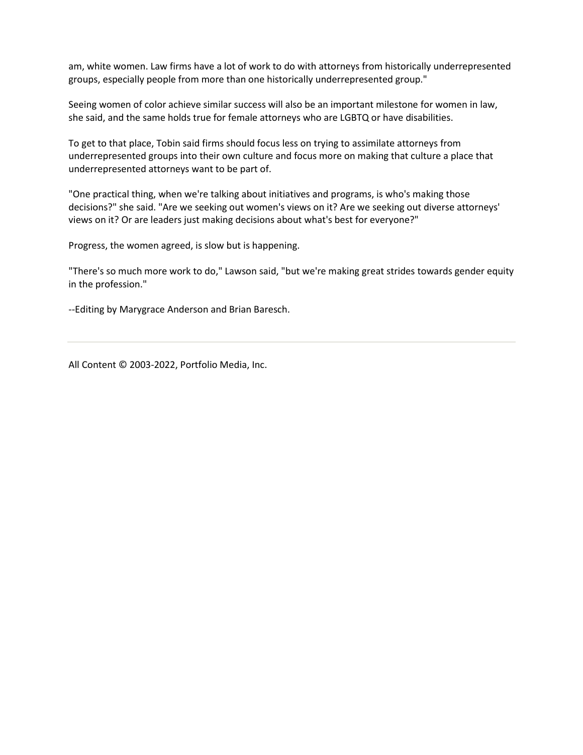am, white women. Law firms have a lot of work to do with attorneys from historically underrepresented groups, especially people from more than one historically underrepresented group."

Seeing women of color achieve similar success will also be an important milestone for women in law, she said, and the same holds true for female attorneys who are LGBTQ or have disabilities.

To get to that place, Tobin said firms should focus less on trying to assimilate attorneys from underrepresented groups into their own culture and focus more on making that culture a place that underrepresented attorneys want to be part of.

"One practical thing, when we're talking about initiatives and programs, is who's making those decisions?" she said. "Are we seeking out women's views on it? Are we seeking out diverse attorneys' views on it? Or are leaders just making decisions about what's best for everyone?"

Progress, the women agreed, is slow but is happening.

"There's so much more work to do," Lawson said, "but we're making great strides towards gender equity in the profession."

--Editing by Marygrace Anderson and Brian Baresch.

---

All Content © 2003-2022, Portfolio Media, Inc.